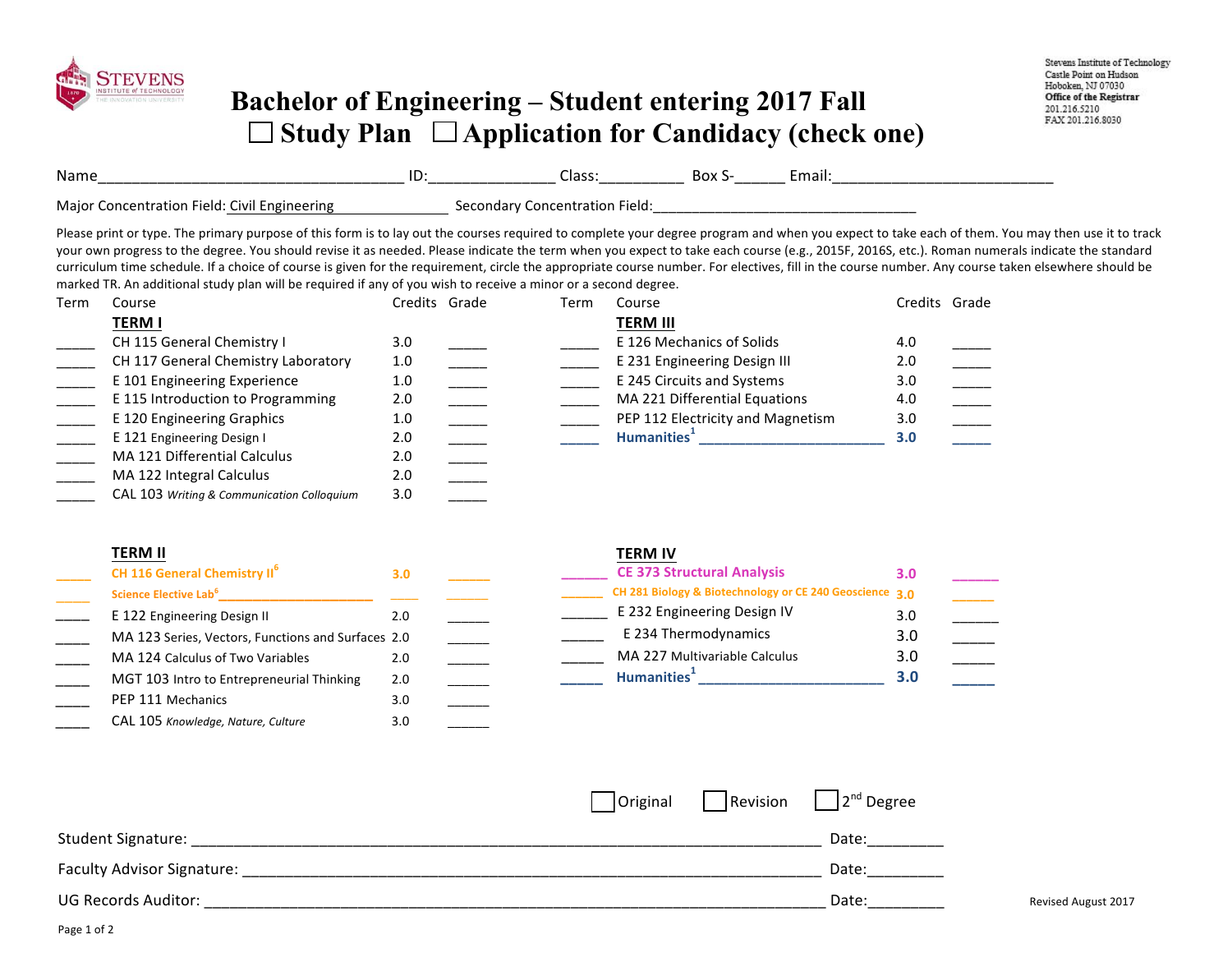Stevens Institute of Technology
Castle Point on Hudson
Hoboken, NJ 07030
Office of the Registrar
201.216.5210
FAX 201.216.8030

# Bachelor of Engineering – Student entering 2017 Fall

## ☐ Study Plan ☐ Application for Candidacy (check one)

Name________________________________ ID:______________ Class:__________ Box S-______ Email:__________________________

Major Concentration Field: Civil Engineering Secondary Concentration Field:_______________________________

Please print or type. The primary purpose of this form is to lay out the courses required to complete your degree program and when you expect to take each of them. You may then use it to track your own progress to the degree. You should revise it as needed. Please indicate the term when you expect to take each course (e.g., 2015F, 2016S, etc.). Roman numerals indicate the standard curriculum time schedule. If a choice of course is given for the requirement, circle the appropriate course number. For electives, fill in the course number. Any course taken elsewhere should be marked TR. An additional study plan will be required if any of you wish to receive a minor or a second degree.

| Term | Course | Credits | Grade |
|---|---|---|---|
| | **TERM I** | | |
| _____ | CH 115 General Chemistry I | 3.0 | _____ |
| _____ | CH 117 General Chemistry Laboratory | 1.0 | _____ |
| _____ | E 101 Engineering Experience | 1.0 | _____ |
| _____ | E 115 Introduction to Programming | 2.0 | _____ |
| _____ | E 120 Engineering Graphics | 1.0 | _____ |
| _____ | E 121 Engineering Design I | 2.0 | _____ |
| _____ | MA 121 Differential Calculus | 2.0 | _____ |
| _____ | MA 122 Integral Calculus | 2.0 | _____ |
| _____ | CAL 103 *Writing & Communication Colloquium* | 3.0 | _____ |
| | **TERM II** | | |
| _____ | CH 116 General Chemistry II[6] | 3.0 | _____ |
| _____ | Science Elective Lab[6]______________ | _____ | _____ |
| _____ | E 122 Engineering Design II | 2.0 | _____ |
| _____ | MA 123 Series, Vectors, Functions and Surfaces | 2.0 | _____ |
| _____ | MA 124 Calculus of Two Variables | 2.0 | _____ |
| _____ | MGT 103 Intro to Entrepreneurial Thinking | 2.0 | _____ |
| _____ | PEP 111 Mechanics | 3.0 | _____ |
| _____ | CAL 105 *Knowledge, Nature, Culture* | 3.0 | _____ |
| | **TERM III** | | |
| _____ | E 126 Mechanics of Solids | 4.0 | _____ |
| _____ | E 231 Engineering Design III | 2.0 | _____ |
| _____ | E 245 Circuits and Systems | 3.0 | _____ |
| _____ | MA 221 Differential Equations | 4.0 | _____ |
| _____ | PEP 112 Electricity and Magnetism | 3.0 | _____ |
| _____ | Humanities[1] ______________________ | 3.0 | _____ |
| | **TERM IV** | | |
| _____ | CE 373 Structural Analysis | 3.0 | _____ |
| _____ | CH 281 Biology & Biotechnology or CE 240 Geoscience | 3.0 | _____ |
| _____ | E 232 Engineering Design IV | 3.0 | _____ |
| _____ | E 234 Thermodynamics | 3.0 | _____ |
| _____ | MA 227 Multivariable Calculus | 3.0 | _____ |
| _____ | Humanities[1] ______________________ | 3.0 | _____ |

☐ Original ☐ Revision ☐ 2nd Degree

Student Signature: ________________________________________ Date:_________

Faculty Advisor Signature: ________________________________ Date:_________

UG Records Auditor: ______________________________________ Date:_________

Revised August 2017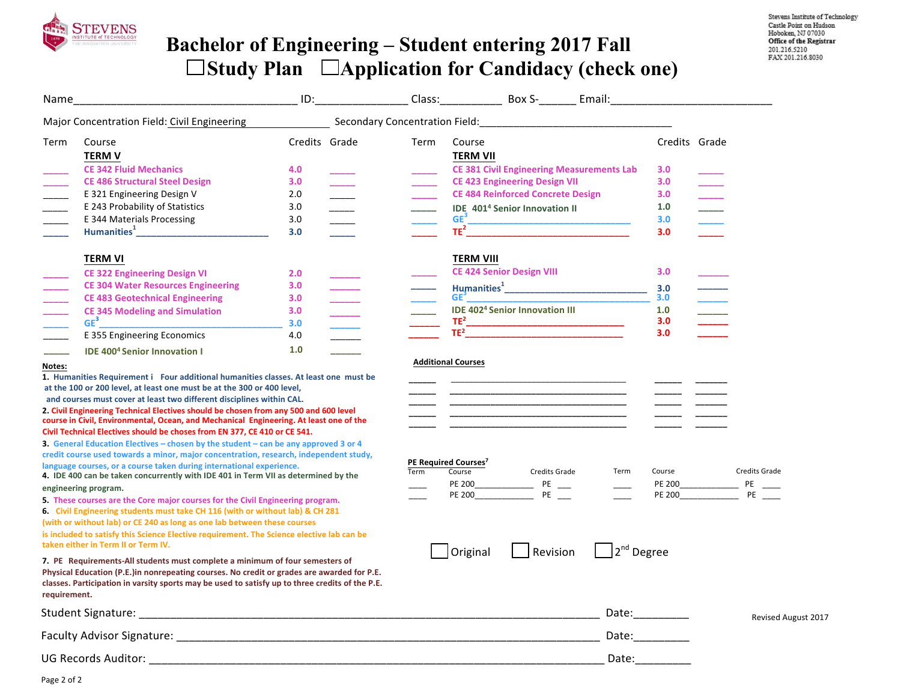Stevens Institute of Technology
Castle Point on Hudson
Hoboken, NJ 07030
Office of the Registrar
201.216.5210
FAX 201.216.8030

# Bachelor of Engineering – Student entering 2017 Fall

☐Study Plan ☐Application for Candidacy (check one)

Name_____________________________________ ID:_______________ Class:__________ Box S-______ Email:___________________________

Major Concentration Field: Civil Engineering Secondary Concentration Field:_________________________________

| Term | Course | Credits | Grade |
|---|---|---|---|
| | **TERM V** | | |
| _____ | CE 342 Fluid Mechanics | 4.0 | _____ |
| _____ | CE 486 Structural Steel Design | 3.0 | _____ |
| _____ | E 321 Engineering Design V | 2.0 | _____ |
| _____ | E 243 Probability of Statistics | 3.0 | _____ |
| _____ | E 344 Materials Processing | 3.0 | _____ |
| _____ | Humanities[1]_________________________ | 3.0 | _____ |
| | **TERM VI** | | |
| _____ | CE 322 Engineering Design VI | 2.0 | _____ |
| _____ | CE 304 Water Resources Engineering | 3.0 | _____ |
| _____ | CE 483 Geotechnical Engineering | 3.0 | _____ |
| _____ | CE 345 Modeling and Simulation | 3.0 | _____ |
| _____ | GE[3]_________________________ | 3.0 | _____ |
| _____ | E 355 Engineering Economics | 4.0 | _____ |
| _____ | IDE 400[4] Senior Innovation I | 1.0 | _____ |

| Term | Course | Credits | Grade |
|---|---|---|---|
| | **TERM VII** | | |
| _____ | CE 381 Civil Engineering Measurements Lab | 3.0 | _____ |
| _____ | CE 423 Engineering Design VII | 3.0 | _____ |
| _____ | CE 484 Reinforced Concrete Design | 3.0 | _____ |
| _____ | IDE 401[4] Senior Innovation II | 1.0 | _____ |
| _____ | GE[3]_________________________ | 3.0 | _____ |
| _____ | TE[2]_________________________ | 3.0 | _____ |
| | **TERM VIII** | | |
| _____ | CE 424 Senior Design VIII | 3.0 | _____ |
| _____ | Humanities[1]_________________________ | 3.0 | _____ |
| _____ | GE[3]_________________________ | 3.0 | _____ |
| _____ | IDE 402[4] Senior Innovation III | 1.0 | _____ |
| _____ | TE[2]_________________________ | 3.0 | _____ |
| _____ | TE[2]_________________________ | 3.0 | _____ |

**Additional Courses**

| Term | Course | Credits | Grade |
|---|---|---|---|
| _____ | _________________________ | _____ | _____ |
| _____ | _________________________ | _____ | _____ |
| _____ | _________________________ | _____ | _____ |
| _____ | _________________________ | _____ | _____ |
| _____ | _________________________ | _____ | _____ |

**PE Required Courses**[7]

| Term | Course | Credits | Grade | Term | Course | Credits | Grade |
|---|---|---|---|---|---|---|---|
| ____ | PE 200____________ | PE | ___ | ____ | PE 200____________ | PE | ___ |
| ____ | PE 200____________ | PE | ___ | ____ | PE 200____________ | PE | ___ |

☐ Original ☐ Revision ☐ 2nd Degree

**Notes:**

1. Humanities Requirement i Four additional humanities classes. At least one must be at the 100 or 200 level, at least one must be at the 300 or 400 level, and courses must cover at least two different disciplines within CAL.
2. Civil Engineering Technical Electives should be chosen from any 500 and 600 level course in Civil, Environmental, Ocean, and Mechanical Engineering. At least one of the Civil Technical Electives should be choses from EN 377, CE 410 or CE 541.
3. General Education Electives – chosen by the student – can be any approved 3 or 4 credit course used towards a minor, major concentration, research, independent study, language courses, or a course taken during international experience.
4. IDE 400 can be taken concurrently with IDE 401 in Term VII as determined by the engineering program.
5. These courses are the Core major courses for the Civil Engineering program.
6. Civil Engineering students must take CH 116 (with or without lab) & CH 281 (with or without lab) or CE 240 as long as one lab between these courses is included to satisfy this Science Elective requirement. The Science elective lab can be taken either in Term II or Term IV.
7. PE Requirements-All students must complete a minimum of four semesters of Physical Education (P.E.)in nonrepeating courses. No credit or grades are awarded for P.E. classes. Participation in varsity sports may be used to satisfy up to three credits of the P.E. requirement.

Student Signature: ___________________________________________________________ Date:_________

Faculty Advisor Signature: _____________________________________________________ Date:_________

UG Records Auditor: _________________________________________________________ Date:_________

Revised August 2017